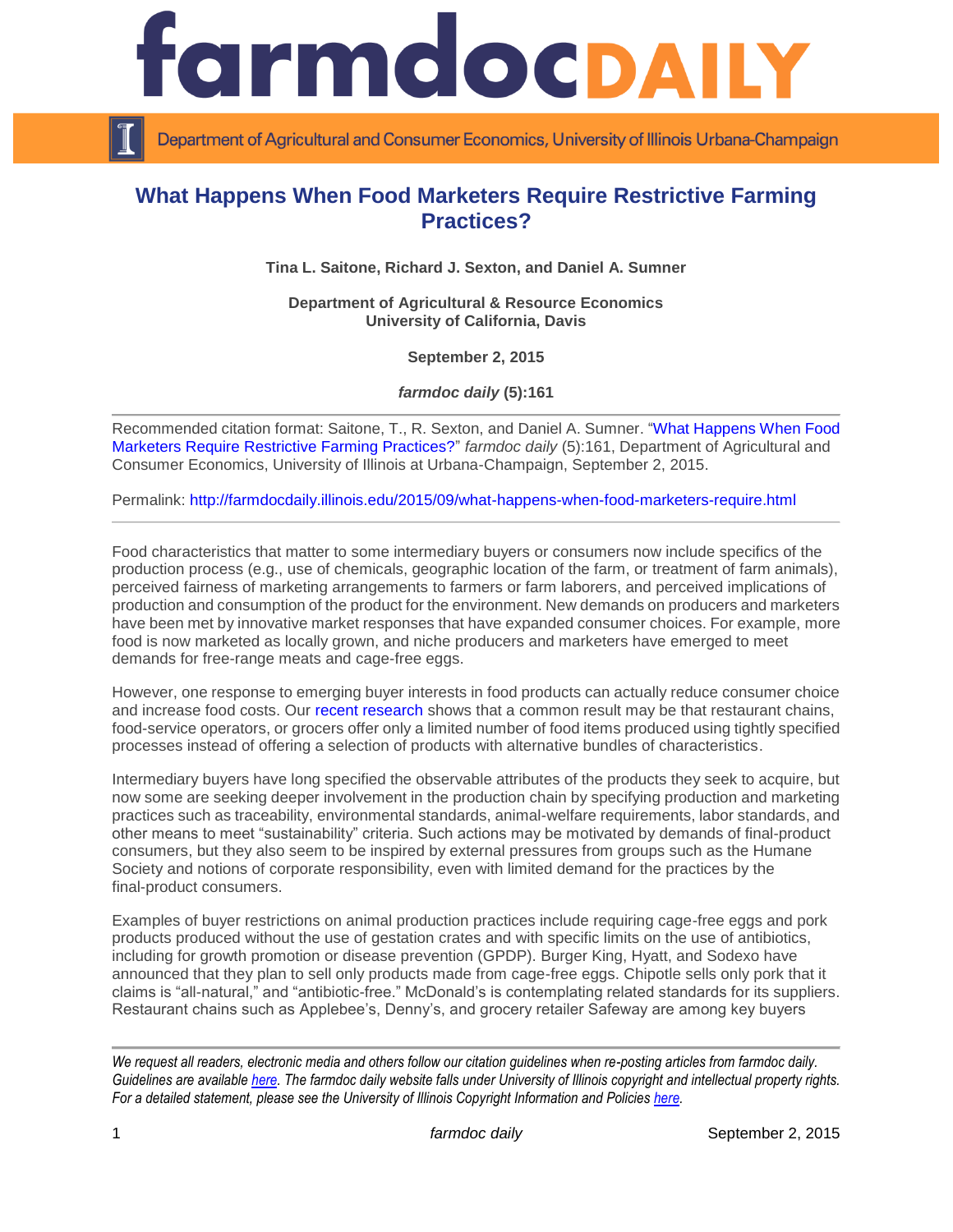# What Happens When Food Marketers Require Restrictive Farming Practices?

**Tina L. Saitone, Richard J. Sexton, and Daniel A. Sumner**

**Department of Agricultural & Resource Economics**
**University of California, Davis**

**September 2, 2015**

***farmdoc daily* (5):161**

---

Recommended citation format: Saitone, T., R. Sexton, and Daniel A. Sumner. "What Happens When Food Marketers Require Restrictive Farming Practices?" *farmdoc daily* (5):161, Department of Agricultural and Consumer Economics, University of Illinois at Urbana-Champaign, September 2, 2015.

Permalink: http://farmdocdaily.illinois.edu/2015/09/what-happens-when-food-marketers-require.html

---

Food characteristics that matter to some intermediary buyers or consumers now include specifics of the production process (e.g., use of chemicals, geographic location of the farm, or treatment of farm animals), perceived fairness of marketing arrangements to farmers or farm laborers, and perceived implications of production and consumption of the product for the environment. New demands on producers and marketers have been met by innovative market responses that have expanded consumer choices. For example, more food is now marketed as locally grown, and niche producers and marketers have emerged to meet demands for free-range meats and cage-free eggs.

However, one response to emerging buyer interests in food products can actually reduce consumer choice and increase food costs. Our recent research shows that a common result may be that restaurant chains, food-service operators, or grocers offer only a limited number of food items produced using tightly specified processes instead of offering a selection of products with alternative bundles of characteristics.

Intermediary buyers have long specified the observable attributes of the products they seek to acquire, but now some are seeking deeper involvement in the production chain by specifying production and marketing practices such as traceability, environmental standards, animal-welfare requirements, labor standards, and other means to meet "sustainability" criteria. Such actions may be motivated by demands of final-product consumers, but they also seem to be inspired by external pressures from groups such as the Humane Society and notions of corporate responsibility, even with limited demand for the practices by the final-product consumers.

Examples of buyer restrictions on animal production practices include requiring cage-free eggs and pork products produced without the use of gestation crates and with specific limits on the use of antibiotics, including for growth promotion or disease prevention (GPDP). Burger King, Hyatt, and Sodexo have announced that they plan to sell only products made from cage-free eggs. Chipotle sells only pork that it claims is "all-natural," and "antibiotic-free." McDonald's is contemplating related standards for its suppliers. Restaurant chains such as Applebee's, Denny's, and grocery retailer Safeway are among key buyers

---

*We request all readers, electronic media and others follow our citation guidelines when re-posting articles from farmdoc daily. Guidelines are available here. The farmdoc daily website falls under University of Illinois copyright and intellectual property rights. For a detailed statement, please see the University of Illinois Copyright Information and Policies here.*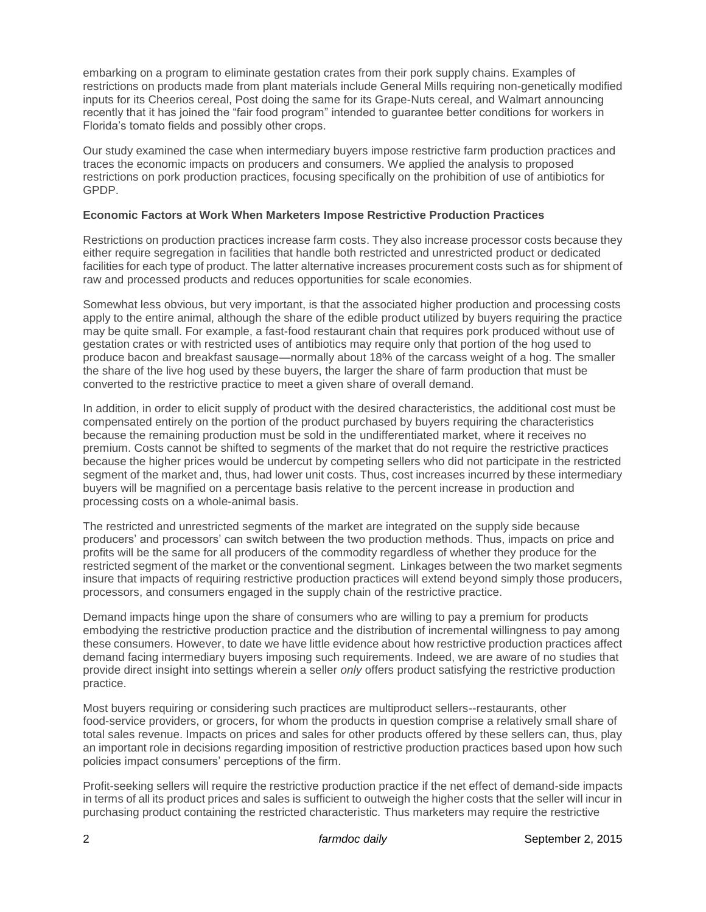embarking on a program to eliminate gestation crates from their pork supply chains. Examples of restrictions on products made from plant materials include General Mills requiring non-genetically modified inputs for its Cheerios cereal, Post doing the same for its Grape-Nuts cereal, and Walmart announcing recently that it has joined the "fair food program" intended to guarantee better conditions for workers in Florida's tomato fields and possibly other crops.

Our study examined the case when intermediary buyers impose restrictive farm production practices and traces the economic impacts on producers and consumers. We applied the analysis to proposed restrictions on pork production practices, focusing specifically on the prohibition of use of antibiotics for GPDP.

**Economic Factors at Work When Marketers Impose Restrictive Production Practices**

Restrictions on production practices increase farm costs. They also increase processor costs because they either require segregation in facilities that handle both restricted and unrestricted product or dedicated facilities for each type of product. The latter alternative increases procurement costs such as for shipment of raw and processed products and reduces opportunities for scale economies.

Somewhat less obvious, but very important, is that the associated higher production and processing costs apply to the entire animal, although the share of the edible product utilized by buyers requiring the practice may be quite small. For example, a fast-food restaurant chain that requires pork produced without use of gestation crates or with restricted uses of antibiotics may require only that portion of the hog used to produce bacon and breakfast sausage—normally about 18% of the carcass weight of a hog. The smaller the share of the live hog used by these buyers, the larger the share of farm production that must be converted to the restrictive practice to meet a given share of overall demand.

In addition, in order to elicit supply of product with the desired characteristics, the additional cost must be compensated entirely on the portion of the product purchased by buyers requiring the characteristics because the remaining production must be sold in the undifferentiated market, where it receives no premium. Costs cannot be shifted to segments of the market that do not require the restrictive practices because the higher prices would be undercut by competing sellers who did not participate in the restricted segment of the market and, thus, had lower unit costs. Thus, cost increases incurred by these intermediary buyers will be magnified on a percentage basis relative to the percent increase in production and processing costs on a whole-animal basis.

The restricted and unrestricted segments of the market are integrated on the supply side because producers' and processors' can switch between the two production methods. Thus, impacts on price and profits will be the same for all producers of the commodity regardless of whether they produce for the restricted segment of the market or the conventional segment. Linkages between the two market segments insure that impacts of requiring restrictive production practices will extend beyond simply those producers, processors, and consumers engaged in the supply chain of the restrictive practice.

Demand impacts hinge upon the share of consumers who are willing to pay a premium for products embodying the restrictive production practice and the distribution of incremental willingness to pay among these consumers. However, to date we have little evidence about how restrictive production practices affect demand facing intermediary buyers imposing such requirements. Indeed, we are aware of no studies that provide direct insight into settings wherein a seller *only* offers product satisfying the restrictive production practice.

Most buyers requiring or considering such practices are multiproduct sellers--restaurants, other food-service providers, or grocers, for whom the products in question comprise a relatively small share of total sales revenue. Impacts on prices and sales for other products offered by these sellers can, thus, play an important role in decisions regarding imposition of restrictive production practices based upon how such policies impact consumers' perceptions of the firm.

Profit-seeking sellers will require the restrictive production practice if the net effect of demand-side impacts in terms of all its product prices and sales is sufficient to outweigh the higher costs that the seller will incur in purchasing product containing the restricted characteristic. Thus marketers may require the restrictive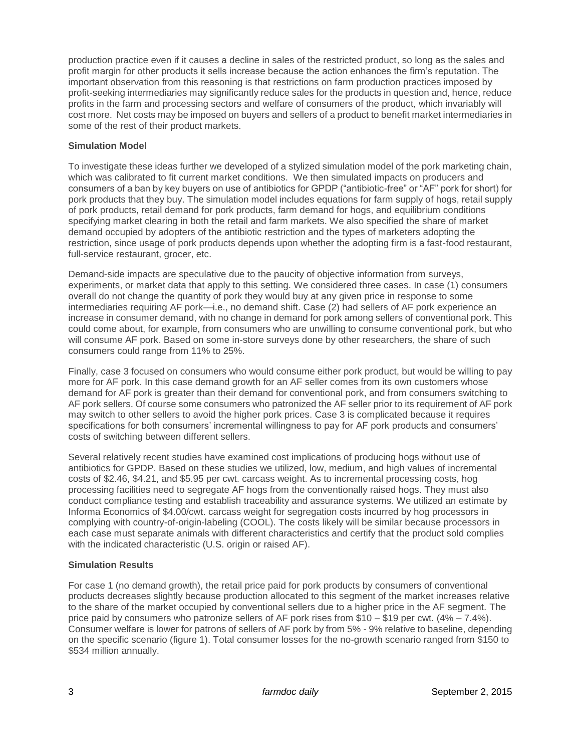production practice even if it causes a decline in sales of the restricted product, so long as the sales and profit margin for other products it sells increase because the action enhances the firm's reputation. The important observation from this reasoning is that restrictions on farm production practices imposed by profit-seeking intermediaries may significantly reduce sales for the products in question and, hence, reduce profits in the farm and processing sectors and welfare of consumers of the product, which invariably will cost more. Net costs may be imposed on buyers and sellers of a product to benefit market intermediaries in some of the rest of their product markets.

**Simulation Model**

To investigate these ideas further we developed of a stylized simulation model of the pork marketing chain, which was calibrated to fit current market conditions. We then simulated impacts on producers and consumers of a ban by key buyers on use of antibiotics for GPDP ("antibiotic-free" or "AF" pork for short) for pork products that they buy. The simulation model includes equations for farm supply of hogs, retail supply of pork products, retail demand for pork products, farm demand for hogs, and equilibrium conditions specifying market clearing in both the retail and farm markets. We also specified the share of market demand occupied by adopters of the antibiotic restriction and the types of marketers adopting the restriction, since usage of pork products depends upon whether the adopting firm is a fast-food restaurant, full-service restaurant, grocer, etc.

Demand-side impacts are speculative due to the paucity of objective information from surveys, experiments, or market data that apply to this setting. We considered three cases. In case (1) consumers overall do not change the quantity of pork they would buy at any given price in response to some intermediaries requiring AF pork—i.e., no demand shift. Case (2) had sellers of AF pork experience an increase in consumer demand, with no change in demand for pork among sellers of conventional pork. This could come about, for example, from consumers who are unwilling to consume conventional pork, but who will consume AF pork. Based on some in-store surveys done by other researchers, the share of such consumers could range from 11% to 25%.

Finally, case 3 focused on consumers who would consume either pork product, but would be willing to pay more for AF pork. In this case demand growth for an AF seller comes from its own customers whose demand for AF pork is greater than their demand for conventional pork, and from consumers switching to AF pork sellers. Of course some consumers who patronized the AF seller prior to its requirement of AF pork may switch to other sellers to avoid the higher pork prices. Case 3 is complicated because it requires specifications for both consumers' incremental willingness to pay for AF pork products and consumers' costs of switching between different sellers.

Several relatively recent studies have examined cost implications of producing hogs without use of antibiotics for GPDP. Based on these studies we utilized, low, medium, and high values of incremental costs of $2.46, $4.21, and $5.95 per cwt. carcass weight. As to incremental processing costs, hog processing facilities need to segregate AF hogs from the conventionally raised hogs. They must also conduct compliance testing and establish traceability and assurance systems. We utilized an estimate by Informa Economics of $4.00/cwt. carcass weight for segregation costs incurred by hog processors in complying with country-of-origin-labeling (COOL). The costs likely will be similar because processors in each case must separate animals with different characteristics and certify that the product sold complies with the indicated characteristic (U.S. origin or raised AF).

**Simulation Results**

For case 1 (no demand growth), the retail price paid for pork products by consumers of conventional products decreases slightly because production allocated to this segment of the market increases relative to the share of the market occupied by conventional sellers due to a higher price in the AF segment. The price paid by consumers who patronize sellers of AF pork rises from $10 – $19 per cwt. (4% – 7.4%). Consumer welfare is lower for patrons of sellers of AF pork by from 5% - 9% relative to baseline, depending on the specific scenario (figure 1). Total consumer losses for the no-growth scenario ranged from $150 to $534 million annually.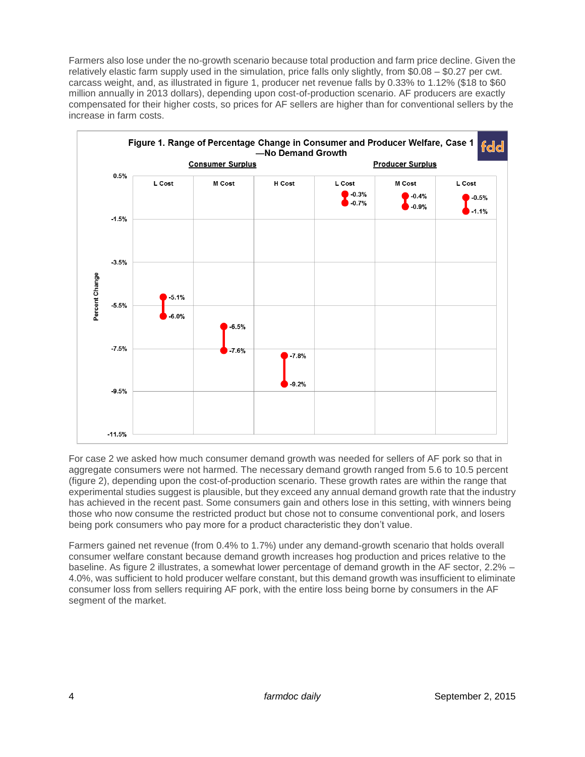Farmers also lose under the no-growth scenario because total production and farm price decline. Given the relatively elastic farm supply used in the simulation, price falls only slightly, from $0.08 – $0.27 per cwt. carcass weight, and, as illustrated in figure 1, producer net revenue falls by 0.33% to 1.12% ($18 to $60 million annually in 2013 dollars), depending upon cost-of-production scenario. AF producers are exactly compensated for their higher costs, so prices for AF sellers are higher than for conventional sellers by the increase in farm costs.

**Figure 1. Range of Percentage Change in Consumer and Producer Welfare, Case 1 —No Demand Growth**

| | Consumer Surplus | | | Producer Surplus | | |
|---|---|---|---|---|---|---|
| | L Cost | M Cost | H Cost | L Cost | M Cost | L Cost |
| Percent Change | -5.1% to -6.0% | -6.5% to -7.6% | -7.8% to -9.2% | -0.3% to -0.7% | -0.4% to -0.9% | -0.5% to -1.1% |

For case 2 we asked how much consumer demand growth was needed for sellers of AF pork so that in aggregate consumers were not harmed. The necessary demand growth ranged from 5.6 to 10.5 percent (figure 2), depending upon the cost-of-production scenario. These growth rates are within the range that experimental studies suggest is plausible, but they exceed any annual demand growth rate that the industry has achieved in the recent past. Some consumers gain and others lose in this setting, with winners being those who now consume the restricted product but chose not to consume conventional pork, and losers being pork consumers who pay more for a product characteristic they don't value.

Farmers gained net revenue (from 0.4% to 1.7%) under any demand-growth scenario that holds overall consumer welfare constant because demand growth increases hog production and prices relative to the baseline. As figure 2 illustrates, a somewhat lower percentage of demand growth in the AF sector, 2.2% – 4.0%, was sufficient to hold producer welfare constant, but this demand growth was insufficient to eliminate consumer loss from sellers requiring AF pork, with the entire loss being borne by consumers in the AF segment of the market.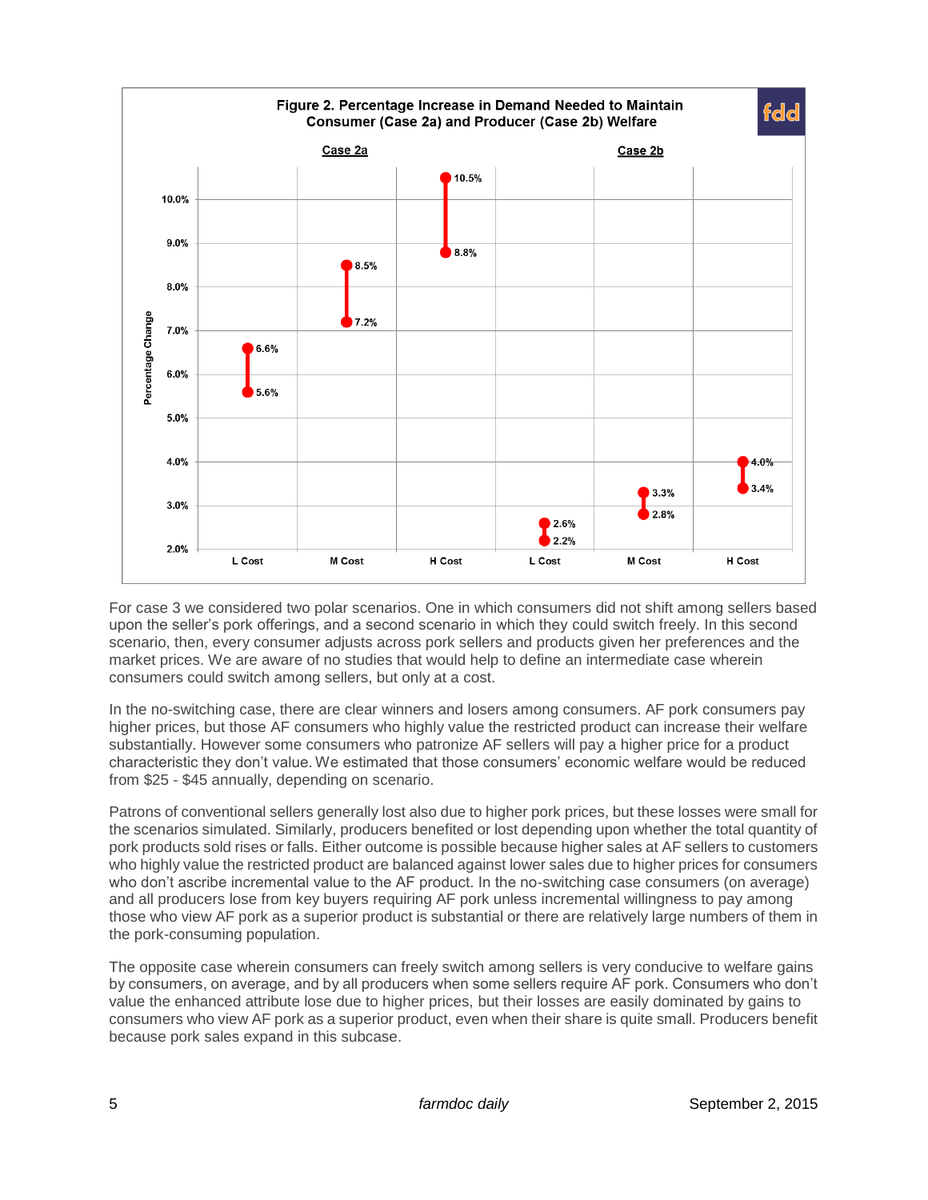**Figure 2. Percentage Increase in Demand Needed to Maintain Consumer (Case 2a) and Producer (Case 2b) Welfare**

| | Case 2a | | | Case 2b | | |
|---|---|---|---|---|---|---|
| | L Cost | M Cost | H Cost | L Cost | M Cost | H Cost |
| High | 6.6% | 8.5% | 10.5% | 2.6% | 3.3% | 4.0% |
| Low | 5.6% | 7.2% | 8.8% | 2.2% | 2.8% | 3.4% |

For case 3 we considered two polar scenarios. One in which consumers did not shift among sellers based upon the seller's pork offerings, and a second scenario in which they could switch freely. In this second scenario, then, every consumer adjusts across pork sellers and products given her preferences and the market prices. We are aware of no studies that would help to define an intermediate case wherein consumers could switch among sellers, but only at a cost.

In the no-switching case, there are clear winners and losers among consumers. AF pork consumers pay higher prices, but those AF consumers who highly value the restricted product can increase their welfare substantially. However some consumers who patronize AF sellers will pay a higher price for a product characteristic they don't value. We estimated that those consumers' economic welfare would be reduced from $25 - $45 annually, depending on scenario.

Patrons of conventional sellers generally lost also due to higher pork prices, but these losses were small for the scenarios simulated. Similarly, producers benefited or lost depending upon whether the total quantity of pork products sold rises or falls. Either outcome is possible because higher sales at AF sellers to customers who highly value the restricted product are balanced against lower sales due to higher prices for consumers who don't ascribe incremental value to the AF product. In the no-switching case consumers (on average) and all producers lose from key buyers requiring AF pork unless incremental willingness to pay among those who view AF pork as a superior product is substantial or there are relatively large numbers of them in the pork-consuming population.

The opposite case wherein consumers can freely switch among sellers is very conducive to welfare gains by consumers, on average, and by all producers when some sellers require AF pork. Consumers who don't value the enhanced attribute lose due to higher prices, but their losses are easily dominated by gains to consumers who view AF pork as a superior product, even when their share is quite small. Producers benefit because pork sales expand in this subcase.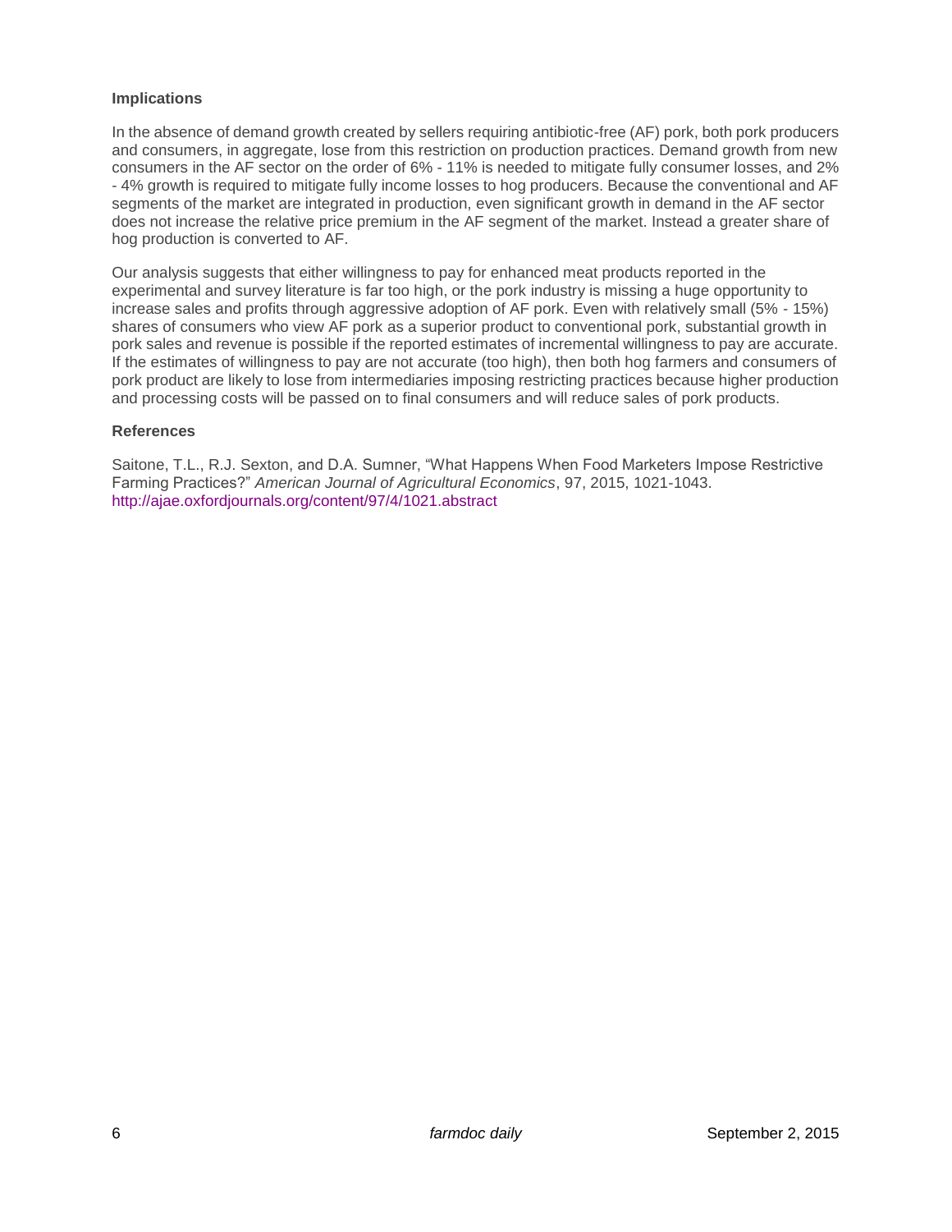### Implications

In the absence of demand growth created by sellers requiring antibiotic-free (AF) pork, both pork producers and consumers, in aggregate, lose from this restriction on production practices. Demand growth from new consumers in the AF sector on the order of 6% - 11% is needed to mitigate fully consumer losses, and 2% - 4% growth is required to mitigate fully income losses to hog producers. Because the conventional and AF segments of the market are integrated in production, even significant growth in demand in the AF sector does not increase the relative price premium in the AF segment of the market. Instead a greater share of hog production is converted to AF.

Our analysis suggests that either willingness to pay for enhanced meat products reported in the experimental and survey literature is far too high, or the pork industry is missing a huge opportunity to increase sales and profits through aggressive adoption of AF pork. Even with relatively small (5% - 15%) shares of consumers who view AF pork as a superior product to conventional pork, substantial growth in pork sales and revenue is possible if the reported estimates of incremental willingness to pay are accurate. If the estimates of willingness to pay are not accurate (too high), then both hog farmers and consumers of pork product are likely to lose from intermediaries imposing restricting practices because higher production and processing costs will be passed on to final consumers and will reduce sales of pork products.

### References

Saitone, T.L., R.J. Sexton, and D.A. Sumner, "What Happens When Food Marketers Impose Restrictive Farming Practices?" *American Journal of Agricultural Economics*, 97, 2015, 1021-1043. http://ajae.oxfordjournals.org/content/97/4/1021.abstract